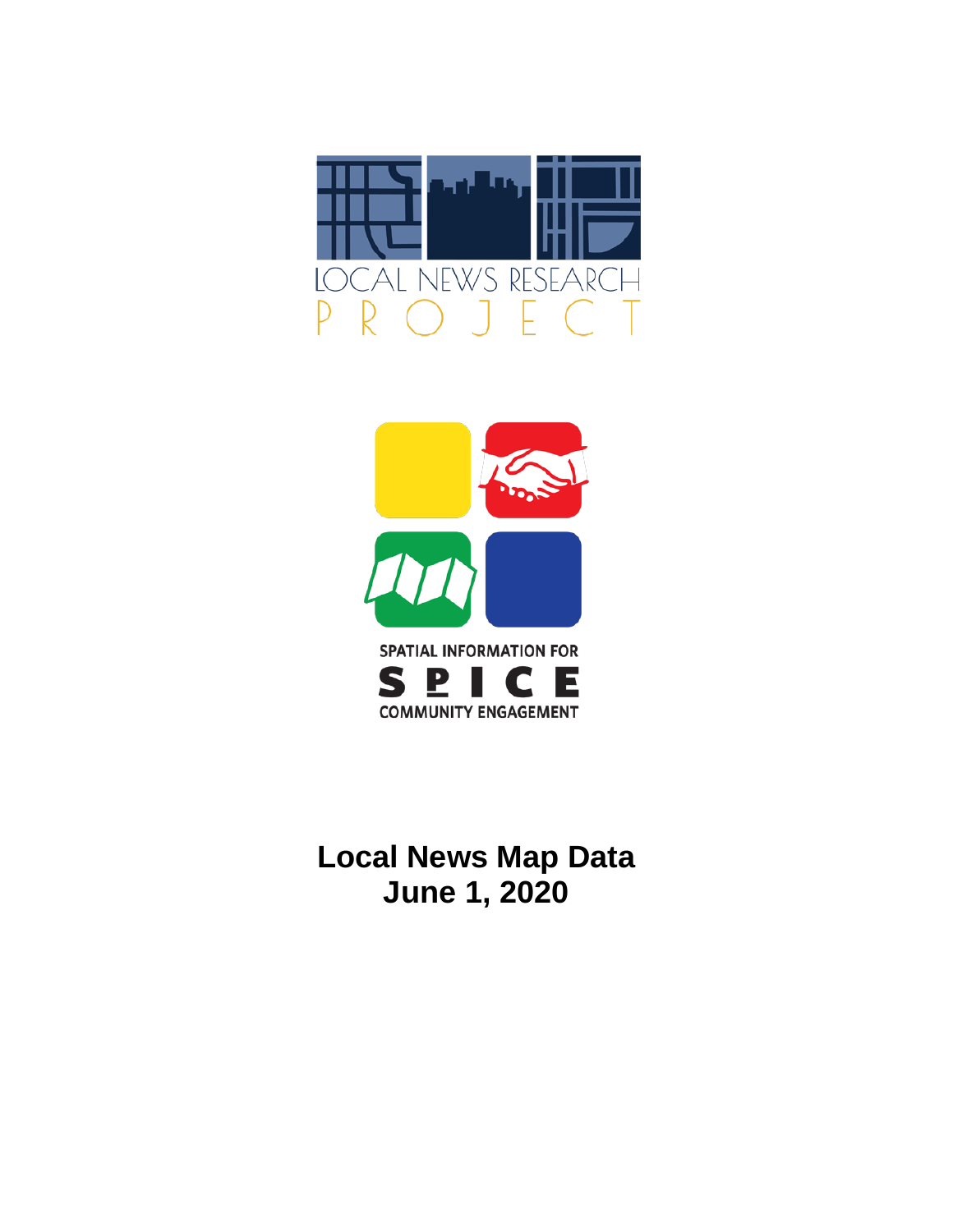LOCAL NEWS RESEARCH PROJECT

SPATIAL INFORMATION FOR COMMUNITY ENGAGEMENT

SPICE

# Local News Map Data
# June 1, 2020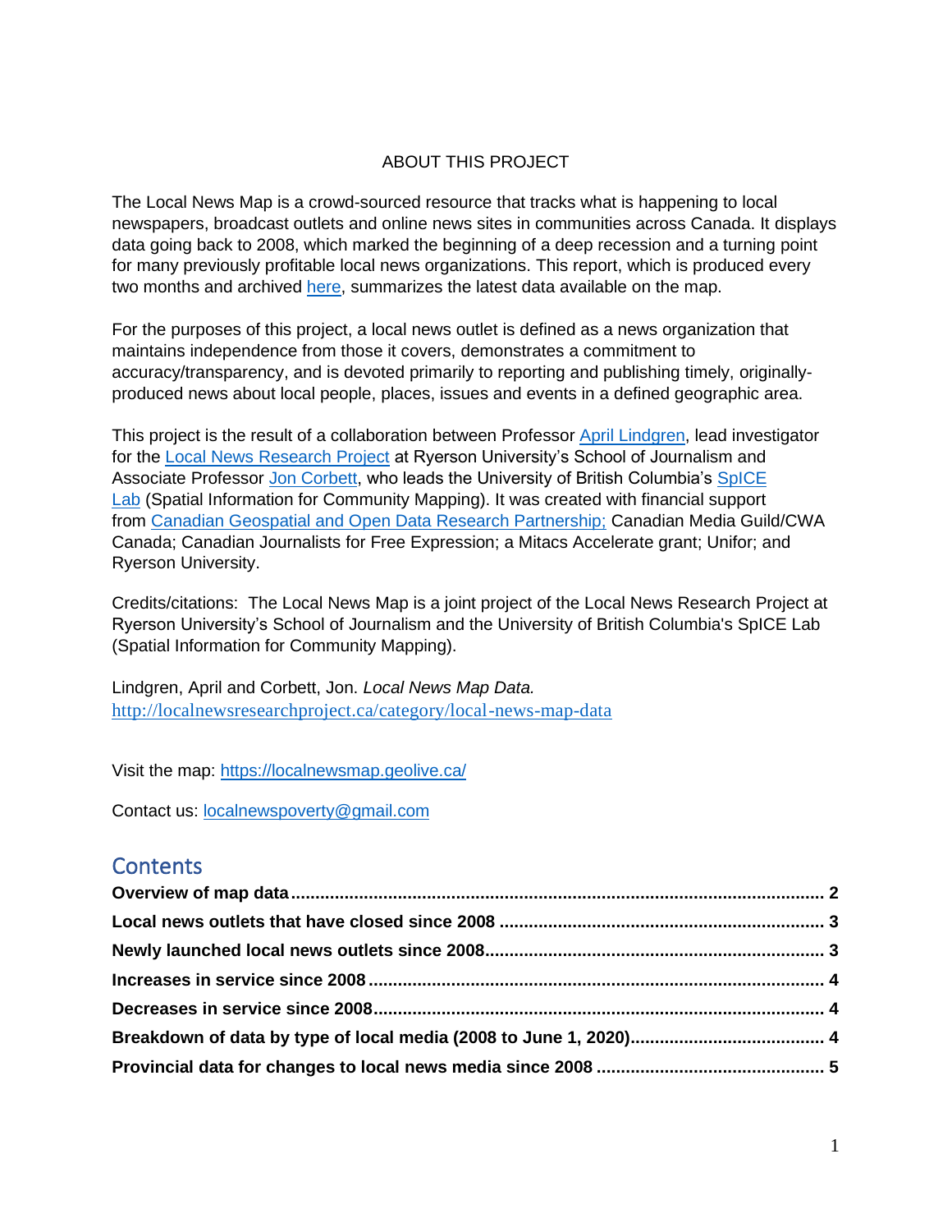ABOUT THIS PROJECT

The Local News Map is a crowd-sourced resource that tracks what is happening to local newspapers, broadcast outlets and online news sites in communities across Canada. It displays data going back to 2008, which marked the beginning of a deep recession and a turning point for many previously profitable local news organizations. This report, which is produced every two months and archived here, summarizes the latest data available on the map.

For the purposes of this project, a local news outlet is defined as a news organization that maintains independence from those it covers, demonstrates a commitment to accuracy/transparency, and is devoted primarily to reporting and publishing timely, originally-produced news about local people, places, issues and events in a defined geographic area.

This project is the result of a collaboration between Professor April Lindgren, lead investigator for the Local News Research Project at Ryerson University's School of Journalism and Associate Professor Jon Corbett, who leads the University of British Columbia's SpICE Lab (Spatial Information for Community Mapping). It was created with financial support from Canadian Geospatial and Open Data Research Partnership; Canadian Media Guild/CWA Canada; Canadian Journalists for Free Expression; a Mitacs Accelerate grant; Unifor; and Ryerson University.

Credits/citations: The Local News Map is a joint project of the Local News Research Project at Ryerson University's School of Journalism and the University of British Columbia's SpICE Lab (Spatial Information for Community Mapping).

Lindgren, April and Corbett, Jon. *Local News Map Data.* http://localnewsresearchproject.ca/category/local-news-map-data

Visit the map: https://localnewsmap.geolive.ca/

Contact us: localnewspoverty@gmail.com

## Contents

**Overview of map data** .......... 2

**Local news outlets that have closed since 2008** .......... 3

**Newly launched local news outlets since 2008** .......... 3

**Increases in service since 2008** .......... 4

**Decreases in service since 2008** .......... 4

**Breakdown of data by type of local media (2008 to June 1, 2020)** .......... 4

**Provincial data for changes to local news media since 2008** .......... 5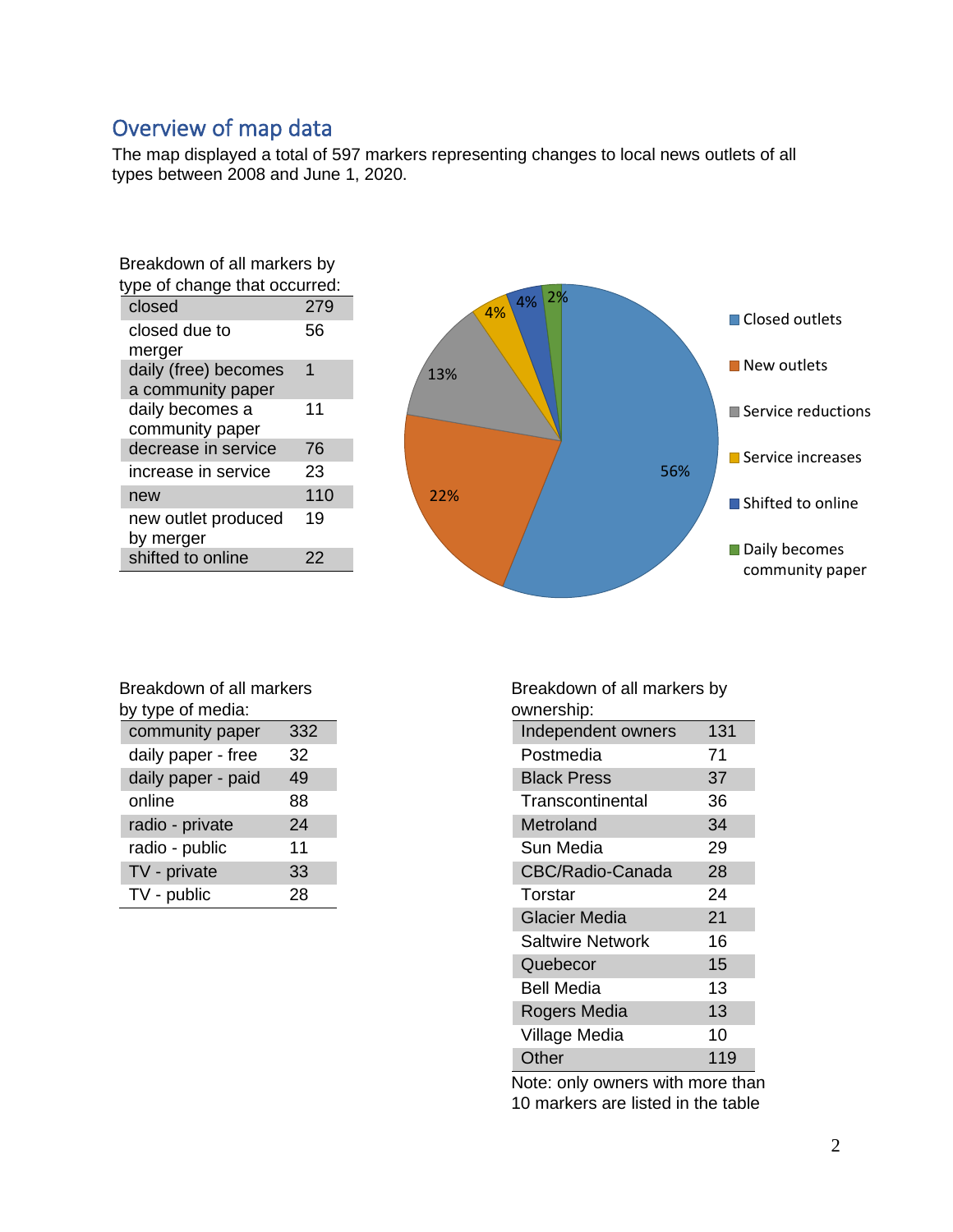## Overview of map data

The map displayed a total of 597 markers representing changes to local news outlets of all types between 2008 and June 1, 2020.

Breakdown of all markers by type of change that occurred:

| | |
|---|---|
| closed | 279 |
| closed due to merger | 56 |
| daily (free) becomes a community paper | 1 |
| daily becomes a community paper | 11 |
| decrease in service | 76 |
| increase in service | 23 |
| new | 110 |
| new outlet produced by merger | 19 |
| shifted to online | 22 |

| Category | Share |
|---|---|
| Closed outlets | 56% |
| New outlets | 22% |
| Service reductions | 13% |
| Service increases | 4% |
| Shifted to online | 4% |
| Daily becomes community paper | 2% |

Breakdown of all markers by type of media:

| | |
|---|---|
| community paper | 332 |
| daily paper - free | 32 |
| daily paper - paid | 49 |
| online | 88 |
| radio - private | 24 |
| radio - public | 11 |
| TV - private | 33 |
| TV - public | 28 |

Breakdown of all markers by ownership:

| | |
|---|---|
| Independent owners | 131 |
| Postmedia | 71 |
| Black Press | 37 |
| Transcontinental | 36 |
| Metroland | 34 |
| Sun Media | 29 |
| CBC/Radio-Canada | 28 |
| Torstar | 24 |
| Glacier Media | 21 |
| Saltwire Network | 16 |
| Quebecor | 15 |
| Bell Media | 13 |
| Rogers Media | 13 |
| Village Media | 10 |
| Other | 119 |

Note: only owners with more than 10 markers are listed in the table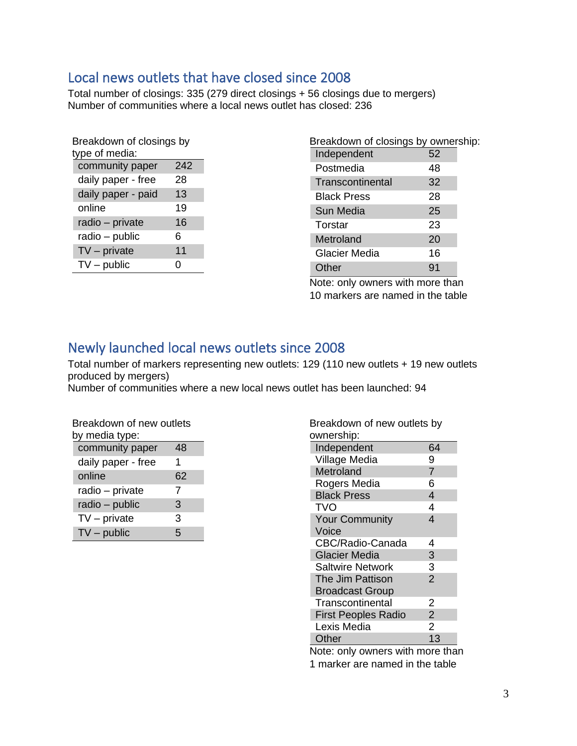## Local news outlets that have closed since 2008

Total number of closings: 335 (279 direct closings + 56 closings due to mergers)
Number of communities where a local news outlet has closed: 236

Breakdown of closings by type of media:

| | |
|---|---|
| community paper | 242 |
| daily paper - free | 28 |
| daily paper - paid | 13 |
| online | 19 |
| radio – private | 16 |
| radio – public | 6 |
| TV – private | 11 |
| TV – public | 0 |

Breakdown of closings by ownership:

| | |
|---|---|
| Independent | 52 |
| Postmedia | 48 |
| Transcontinental | 32 |
| Black Press | 28 |
| Sun Media | 25 |
| Torstar | 23 |
| Metroland | 20 |
| Glacier Media | 16 |
| Other | 91 |

Note: only owners with more than 10 markers are named in the table

## Newly launched local news outlets since 2008

Total number of markers representing new outlets: 129 (110 new outlets + 19 new outlets produced by mergers)
Number of communities where a new local news outlet has been launched: 94

Breakdown of new outlets by media type:

| | |
|---|---|
| community paper | 48 |
| daily paper - free | 1 |
| online | 62 |
| radio – private | 7 |
| radio – public | 3 |
| TV – private | 3 |
| TV – public | 5 |

Breakdown of new outlets by ownership:

| | |
|---|---|
| Independent | 64 |
| Village Media | 9 |
| Metroland | 7 |
| Rogers Media | 6 |
| Black Press | 4 |
| TVO | 4 |
| Your Community Voice | 4 |
| CBC/Radio-Canada | 4 |
| Glacier Media | 3 |
| Saltwire Network | 3 |
| The Jim Pattison Broadcast Group | 2 |
| Transcontinental | 2 |
| First Peoples Radio | 2 |
| Lexis Media | 2 |
| Other | 13 |

Note: only owners with more than 1 marker are named in the table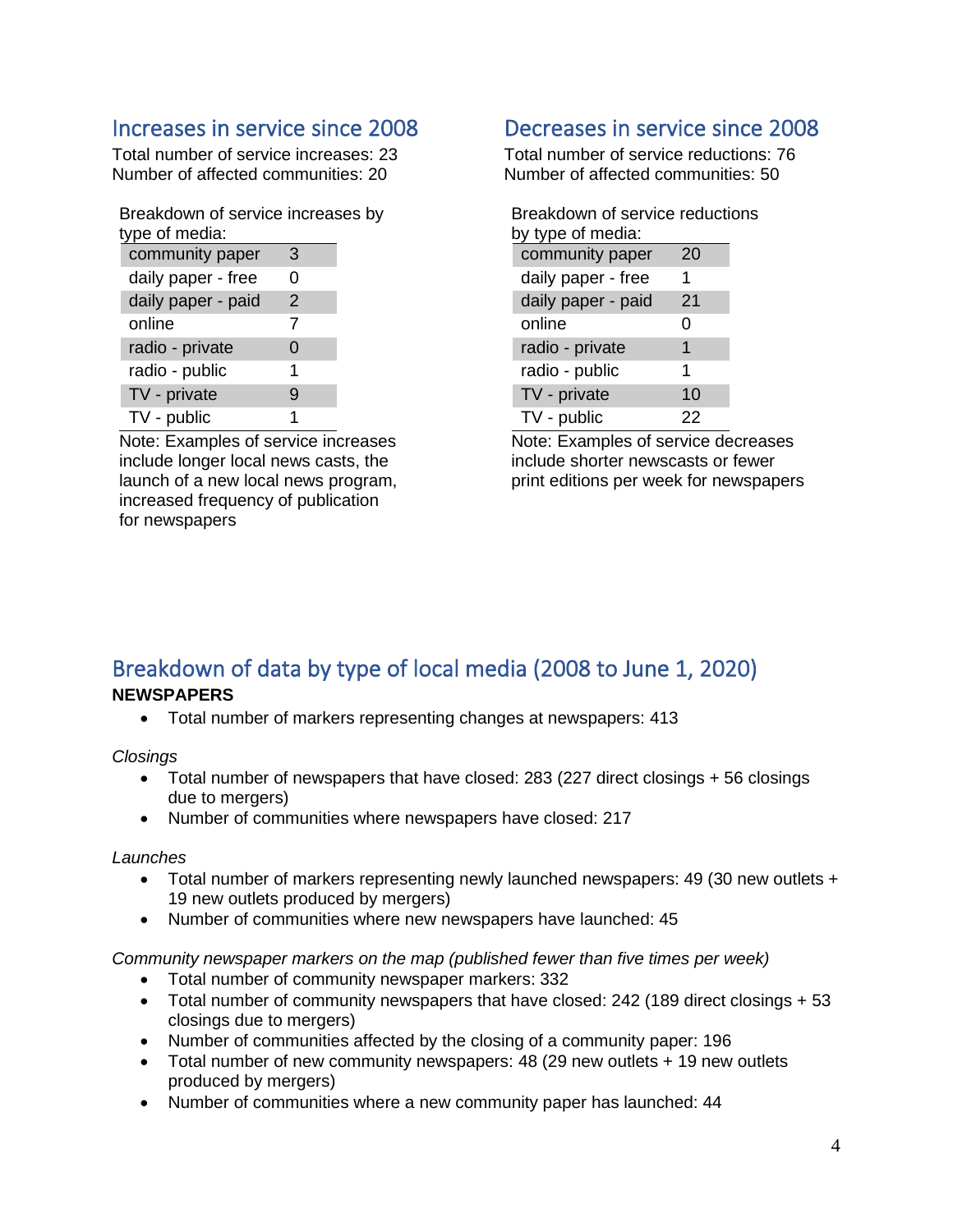## Increases in service since 2008

Total number of service increases: 23
Number of affected communities: 20

Breakdown of service increases by type of media:

| type of media | |
|---|---|
| community paper | 3 |
| daily paper - free | 0 |
| daily paper - paid | 2 |
| online | 7 |
| radio - private | 0 |
| radio - public | 1 |
| TV - private | 9 |
| TV - public | 1 |

Note: Examples of service increases include longer local news casts, the launch of a new local news program, increased frequency of publication for newspapers

## Decreases in service since 2008

Total number of service reductions: 76
Number of affected communities: 50

Breakdown of service reductions by type of media:

| type of media | |
|---|---|
| community paper | 20 |
| daily paper - free | 1 |
| daily paper - paid | 21 |
| online | 0 |
| radio - private | 1 |
| radio - public | 1 |
| TV - private | 10 |
| TV - public | 22 |

Note: Examples of service decreases include shorter newscasts or fewer print editions per week for newspapers

## Breakdown of data by type of local media (2008 to June 1, 2020)

**NEWSPAPERS**

- Total number of markers representing changes at newspapers: 413

*Closings*

- Total number of newspapers that have closed: 283 (227 direct closings + 56 closings due to mergers)
- Number of communities where newspapers have closed: 217

*Launches*

- Total number of markers representing newly launched newspapers: 49 (30 new outlets + 19 new outlets produced by mergers)
- Number of communities where new newspapers have launched: 45

*Community newspaper markers on the map (published fewer than five times per week)*

- Total number of community newspaper markers: 332
- Total number of community newspapers that have closed: 242 (189 direct closings + 53 closings due to mergers)
- Number of communities affected by the closing of a community paper: 196
- Total number of new community newspapers: 48 (29 new outlets + 19 new outlets produced by mergers)
- Number of communities where a new community paper has launched: 44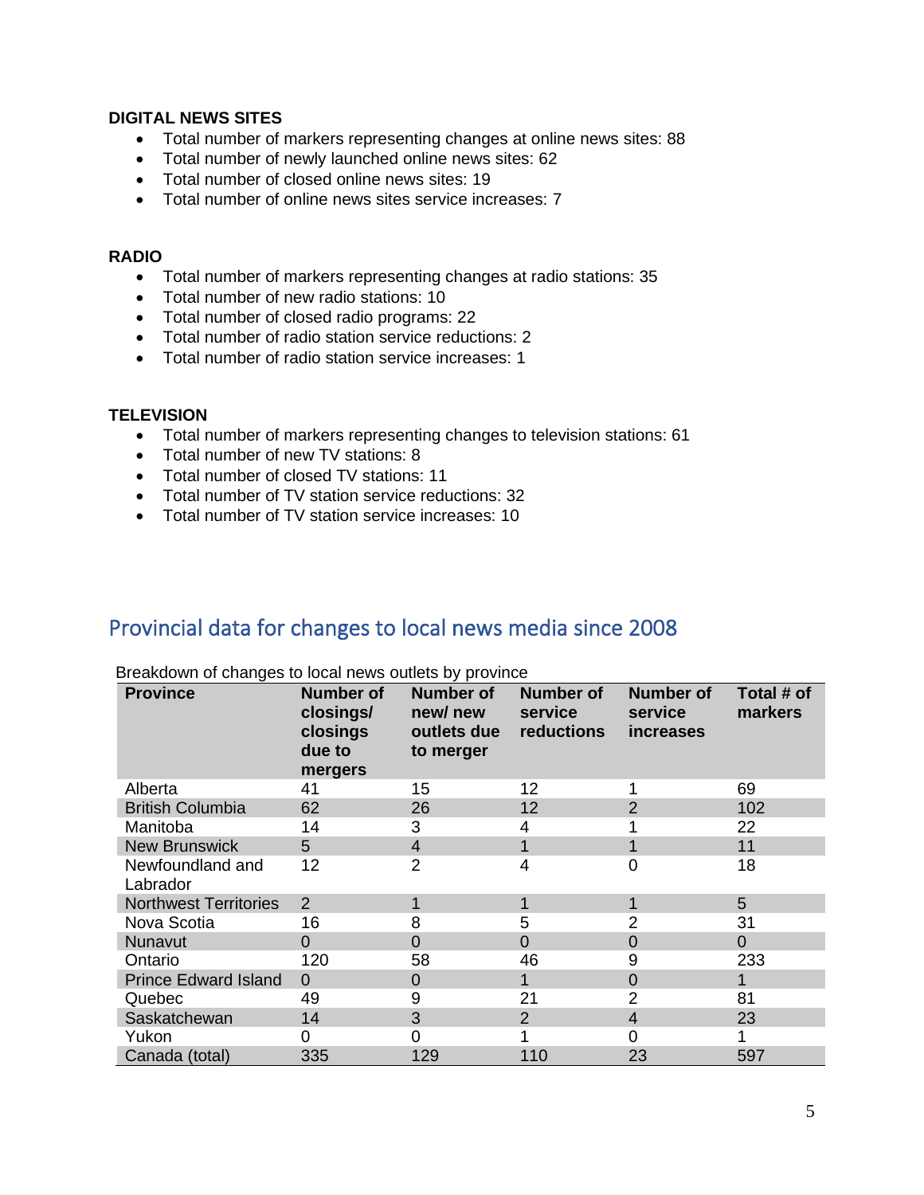**DIGITAL NEWS SITES**

- Total number of markers representing changes at online news sites: 88
- Total number of newly launched online news sites: 62
- Total number of closed online news sites: 19
- Total number of online news sites service increases: 7

**RADIO**

- Total number of markers representing changes at radio stations: 35
- Total number of new radio stations: 10
- Total number of closed radio programs: 22
- Total number of radio station service reductions: 2
- Total number of radio station service increases: 1

**TELEVISION**

- Total number of markers representing changes to television stations: 61
- Total number of new TV stations: 8
- Total number of closed TV stations: 11
- Total number of TV station service reductions: 32
- Total number of TV station service increases: 10

## Provincial data for changes to local news media since 2008

Breakdown of changes to local news outlets by province

| Province | Number of closings/ closings due to mergers | Number of new/ new outlets due to merger | Number of service reductions | Number of service increases | Total # of markers |
|---|---|---|---|---|---|
| Alberta | 41 | 15 | 12 | 1 | 69 |
| British Columbia | 62 | 26 | 12 | 2 | 102 |
| Manitoba | 14 | 3 | 4 | 1 | 22 |
| New Brunswick | 5 | 4 | 1 | 1 | 11 |
| Newfoundland and Labrador | 12 | 2 | 4 | 0 | 18 |
| Northwest Territories | 2 | 1 | 1 | 1 | 5 |
| Nova Scotia | 16 | 8 | 5 | 2 | 31 |
| Nunavut | 0 | 0 | 0 | 0 | 0 |
| Ontario | 120 | 58 | 46 | 9 | 233 |
| Prince Edward Island | 0 | 0 | 1 | 0 | 1 |
| Quebec | 49 | 9 | 21 | 2 | 81 |
| Saskatchewan | 14 | 3 | 2 | 4 | 23 |
| Yukon | 0 | 0 | 1 | 0 | 1 |
| Canada (total) | 335 | 129 | 110 | 23 | 597 |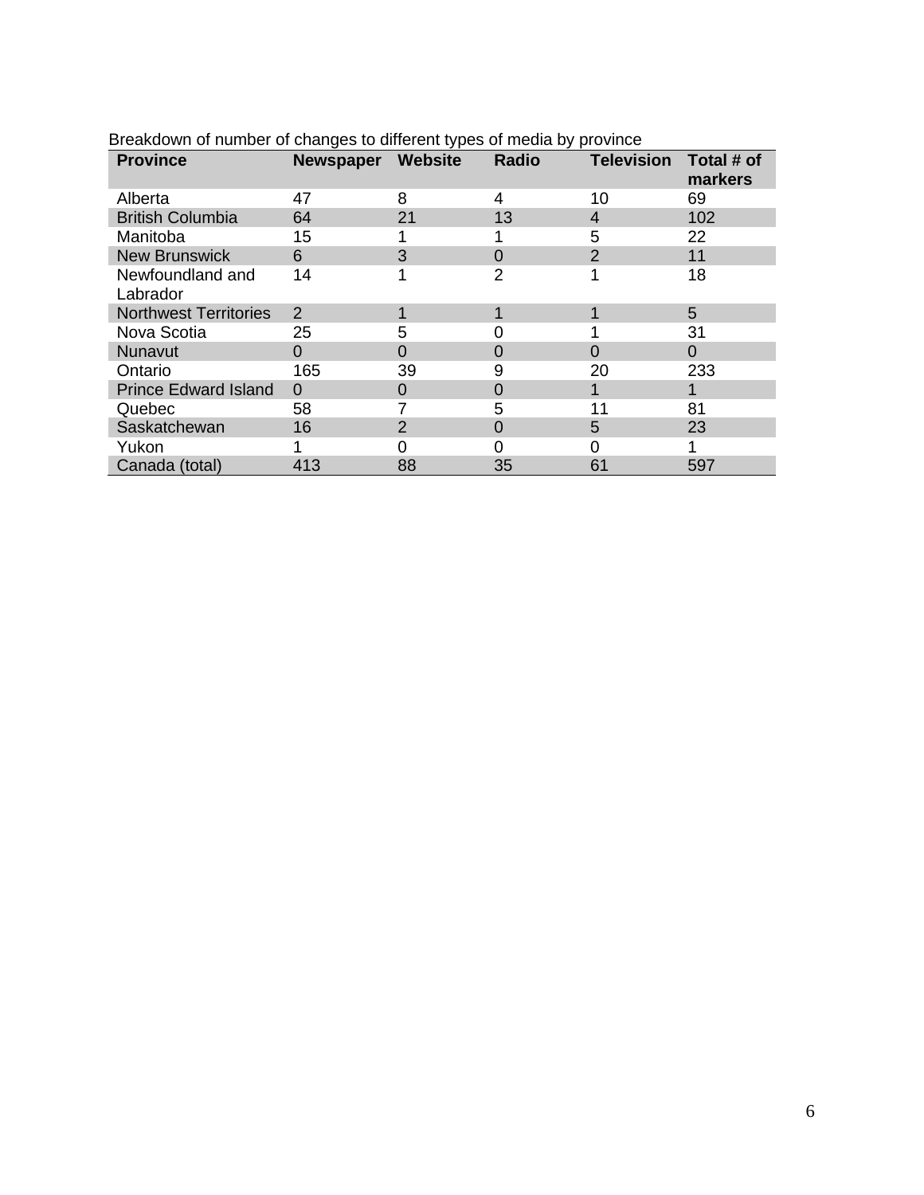Breakdown of number of changes to different types of media by province

| Province | Newspaper | Website | Radio | Television | Total # of markers |
| --- | --- | --- | --- | --- | --- |
| Alberta | 47 | 8 | 4 | 10 | 69 |
| British Columbia | 64 | 21 | 13 | 4 | 102 |
| Manitoba | 15 | 1 | 1 | 5 | 22 |
| New Brunswick | 6 | 3 | 0 | 2 | 11 |
| Newfoundland and Labrador | 14 | 1 | 2 | 1 | 18 |
| Northwest Territories | 2 | 1 | 1 | 1 | 5 |
| Nova Scotia | 25 | 5 | 0 | 1 | 31 |
| Nunavut | 0 | 0 | 0 | 0 | 0 |
| Ontario | 165 | 39 | 9 | 20 | 233 |
| Prince Edward Island | 0 | 0 | 0 | 1 | 1 |
| Quebec | 58 | 7 | 5 | 11 | 81 |
| Saskatchewan | 16 | 2 | 0 | 5 | 23 |
| Yukon | 1 | 0 | 0 | 0 | 1 |
| Canada (total) | 413 | 88 | 35 | 61 | 597 |